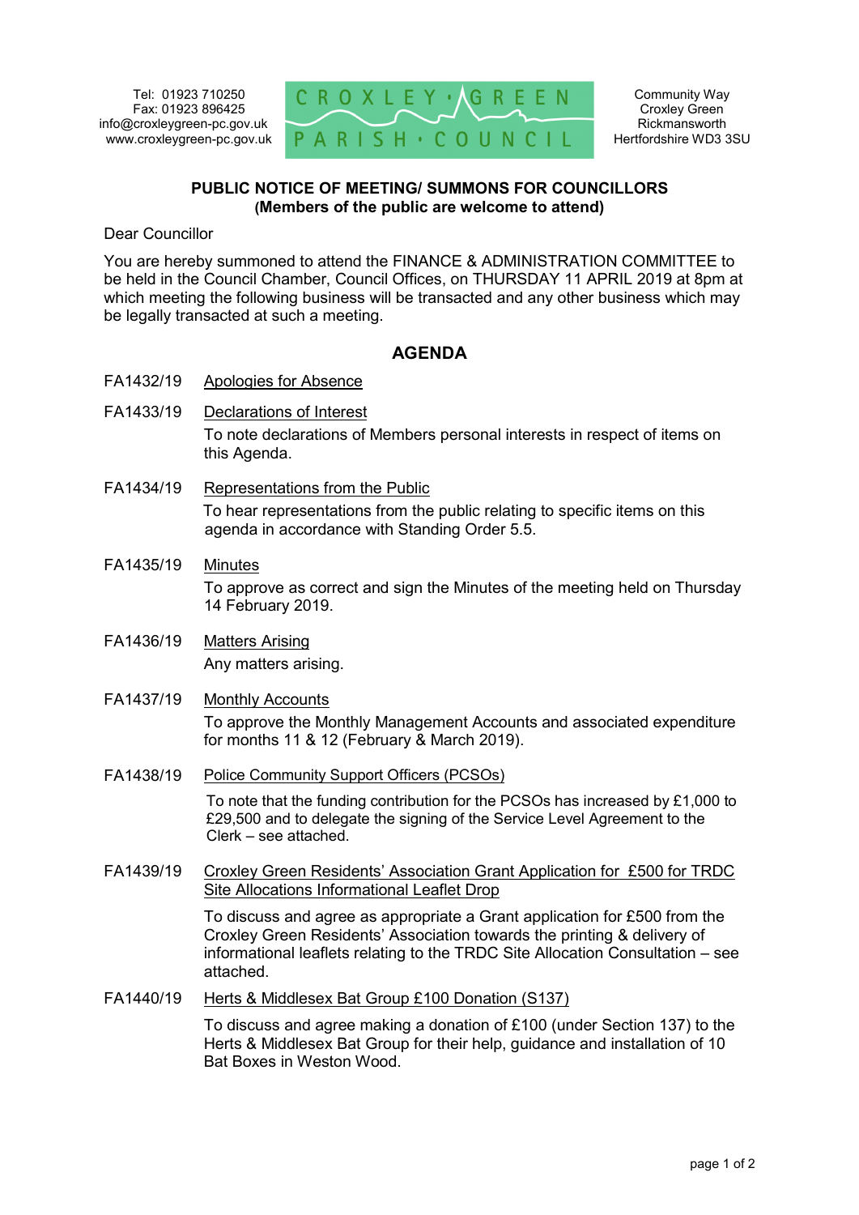Tel: 01923 710250
Fax: 01923 896425
info@croxleygreen-pc.gov.uk
www.croxleygreen-pc.gov.uk

CROXLEY GREEN PARISH COUNCIL

Community Way
Croxley Green
Rickmansworth
Hertfordshire WD3 3SU

**PUBLIC NOTICE OF MEETING/ SUMMONS FOR COUNCILLORS**
**(Members of the public are welcome to attend)**

Dear Councillor

You are hereby summoned to attend the FINANCE & ADMINISTRATION COMMITTEE to be held in the Council Chamber, Council Offices, on THURSDAY 11 APRIL 2019 at 8pm at which meeting the following business will be transacted and any other business which may be legally transacted at such a meeting.

## AGENDA

FA1432/19 Apologies for Absence

FA1433/19 Declarations of Interest

To note declarations of Members personal interests in respect of items on this Agenda.

FA1434/19 Representations from the Public

To hear representations from the public relating to specific items on this agenda in accordance with Standing Order 5.5.

FA1435/19 Minutes

To approve as correct and sign the Minutes of the meeting held on Thursday 14 February 2019.

FA1436/19 Matters Arising

Any matters arising.

FA1437/19 Monthly Accounts

To approve the Monthly Management Accounts and associated expenditure for months 11 & 12 (February & March 2019).

FA1438/19 Police Community Support Officers (PCSOs)

To note that the funding contribution for the PCSOs has increased by £1,000 to £29,500 and to delegate the signing of the Service Level Agreement to the Clerk – see attached.

FA1439/19 Croxley Green Residents' Association Grant Application for £500 for TRDC Site Allocations Informational Leaflet Drop

To discuss and agree as appropriate a Grant application for £500 from the Croxley Green Residents' Association towards the printing & delivery of informational leaflets relating to the TRDC Site Allocation Consultation – see attached.

FA1440/19 Herts & Middlesex Bat Group £100 Donation (S137)

To discuss and agree making a donation of £100 (under Section 137) to the Herts & Middlesex Bat Group for their help, guidance and installation of 10 Bat Boxes in Weston Wood.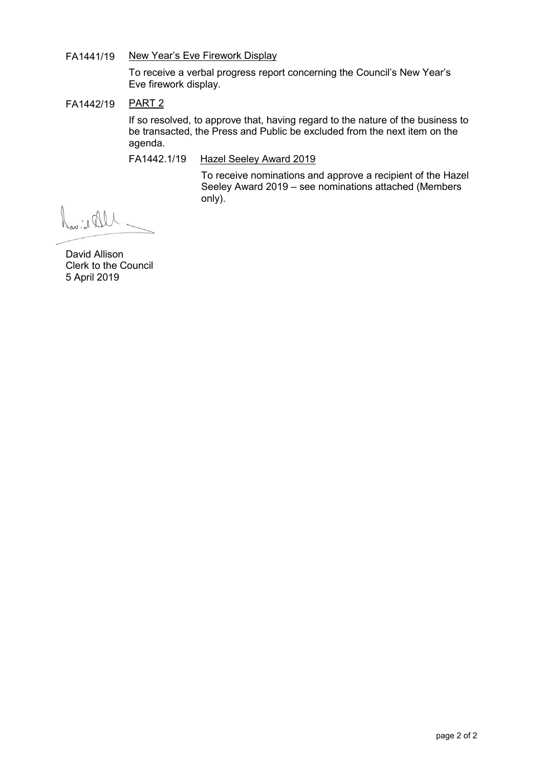FA1441/19 New Year's Eve Firework Display

To receive a verbal progress report concerning the Council's New Year's Eve firework display.

FA1442/19 PART 2

If so resolved, to approve that, having regard to the nature of the business to be transacted, the Press and Public be excluded from the next item on the agenda.

FA1442.1/19 Hazel Seeley Award 2019

To receive nominations and approve a recipient of the Hazel Seeley Award 2019 – see nominations attached (Members only).

David Allison
Clerk to the Council
5 April 2019